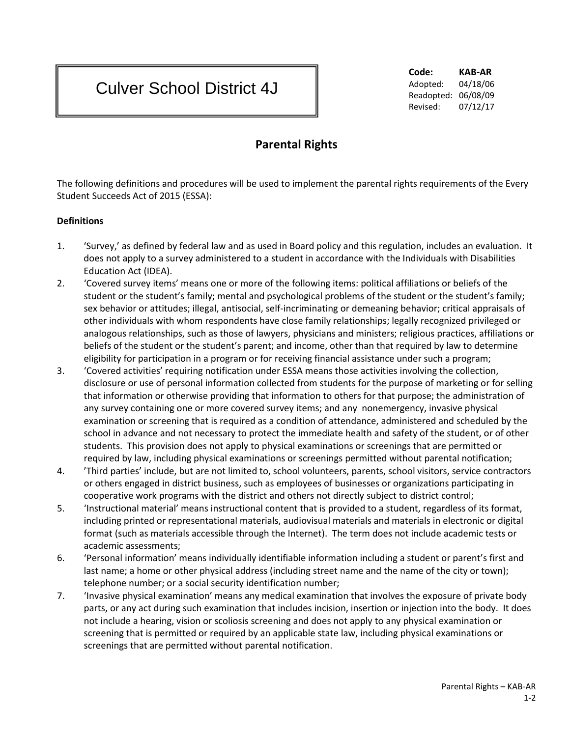# Culver School District 4J

**Code:** **KAB-AR**
Adopted: 04/18/06
Readopted: 06/08/09
Revised: 07/12/17

## Parental Rights

The following definitions and procedures will be used to implement the parental rights requirements of the Every Student Succeeds Act of 2015 (ESSA):

**Definitions**

1. 'Survey,' as defined by federal law and as used in Board policy and this regulation, includes an evaluation. It does not apply to a survey administered to a student in accordance with the Individuals with Disabilities Education Act (IDEA).
2. 'Covered survey items' means one or more of the following items: political affiliations or beliefs of the student or the student's family; mental and psychological problems of the student or the student's family; sex behavior or attitudes; illegal, antisocial, self-incriminating or demeaning behavior; critical appraisals of other individuals with whom respondents have close family relationships; legally recognized privileged or analogous relationships, such as those of lawyers, physicians and ministers; religious practices, affiliations or beliefs of the student or the student's parent; and income, other than that required by law to determine eligibility for participation in a program or for receiving financial assistance under such a program;
3. 'Covered activities' requiring notification under ESSA means those activities involving the collection, disclosure or use of personal information collected from students for the purpose of marketing or for selling that information or otherwise providing that information to others for that purpose; the administration of any survey containing one or more covered survey items; and any nonemergency, invasive physical examination or screening that is required as a condition of attendance, administered and scheduled by the school in advance and not necessary to protect the immediate health and safety of the student, or of other students. This provision does not apply to physical examinations or screenings that are permitted or required by law, including physical examinations or screenings permitted without parental notification;
4. 'Third parties' include, but are not limited to, school volunteers, parents, school visitors, service contractors or others engaged in district business, such as employees of businesses or organizations participating in cooperative work programs with the district and others not directly subject to district control;
5. 'Instructional material' means instructional content that is provided to a student, regardless of its format, including printed or representational materials, audiovisual materials and materials in electronic or digital format (such as materials accessible through the Internet). The term does not include academic tests or academic assessments;
6. 'Personal information' means individually identifiable information including a student or parent's first and last name; a home or other physical address (including street name and the name of the city or town); telephone number; or a social security identification number;
7. 'Invasive physical examination' means any medical examination that involves the exposure of private body parts, or any act during such examination that includes incision, insertion or injection into the body. It does not include a hearing, vision or scoliosis screening and does not apply to any physical examination or screening that is permitted or required by an applicable state law, including physical examinations or screenings that are permitted without parental notification.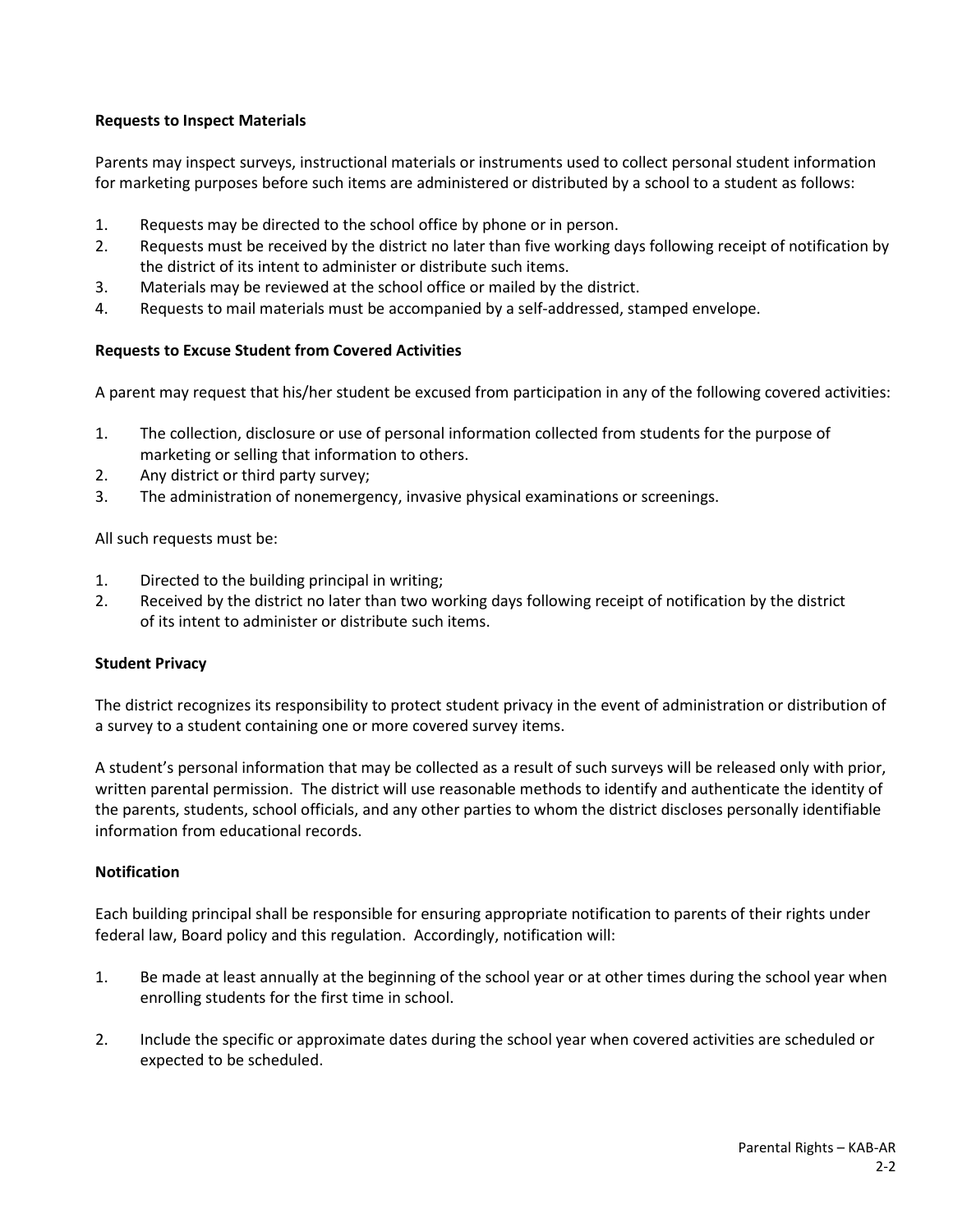**Requests to Inspect Materials**

Parents may inspect surveys, instructional materials or instruments used to collect personal student information for marketing purposes before such items are administered or distributed by a school to a student as follows:

1. Requests may be directed to the school office by phone or in person.
2. Requests must be received by the district no later than five working days following receipt of notification by the district of its intent to administer or distribute such items.
3. Materials may be reviewed at the school office or mailed by the district.
4. Requests to mail materials must be accompanied by a self-addressed, stamped envelope.

**Requests to Excuse Student from Covered Activities**

A parent may request that his/her student be excused from participation in any of the following covered activities:

1. The collection, disclosure or use of personal information collected from students for the purpose of marketing or selling that information to others.
2. Any district or third party survey;
3. The administration of nonemergency, invasive physical examinations or screenings.

All such requests must be:

1. Directed to the building principal in writing;
2. Received by the district no later than two working days following receipt of notification by the district of its intent to administer or distribute such items.

**Student Privacy**

The district recognizes its responsibility to protect student privacy in the event of administration or distribution of a survey to a student containing one or more covered survey items.

A student's personal information that may be collected as a result of such surveys will be released only with prior, written parental permission. The district will use reasonable methods to identify and authenticate the identity of the parents, students, school officials, and any other parties to whom the district discloses personally identifiable information from educational records.

**Notification**

Each building principal shall be responsible for ensuring appropriate notification to parents of their rights under federal law, Board policy and this regulation. Accordingly, notification will:

1. Be made at least annually at the beginning of the school year or at other times during the school year when enrolling students for the first time in school.

2. Include the specific or approximate dates during the school year when covered activities are scheduled or expected to be scheduled.